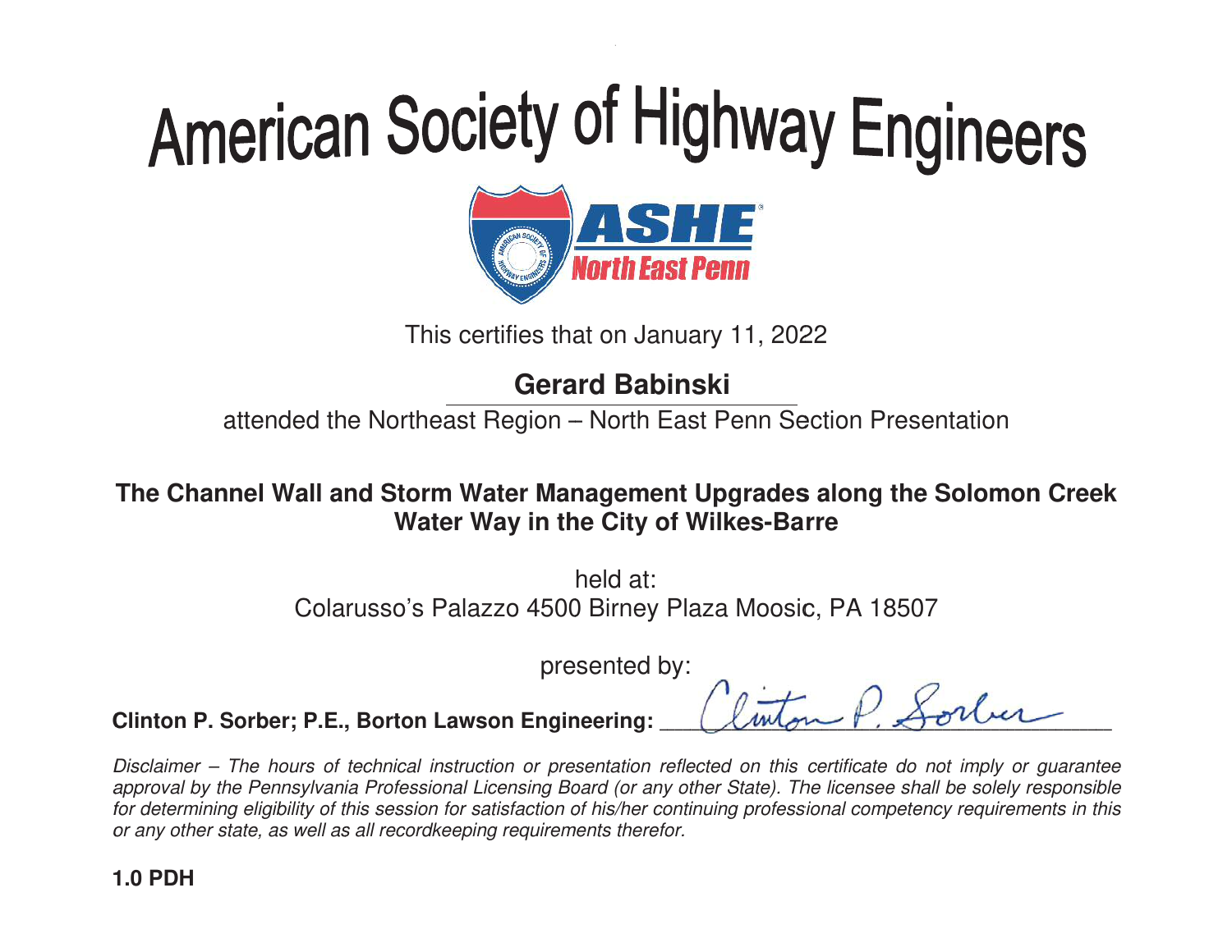# American Society of Highway Engineers

ASHE North East Penn

This certifies that on January 11, 2022

**Gerard Babinski**

attended the Northeast Region – North East Penn Section Presentation

**The Channel Wall and Storm Water Management Upgrades along the Solomon Creek Water Way in the City of Wilkes-Barre**

held at:
Colarusso's Palazzo 4500 Birney Plaza Moosic, PA 18507

presented by:

**Clinton P. Sorber; P.E., Borton Lawson Engineering:** Clinton P. Sorber

*Disclaimer – The hours of technical instruction or presentation reflected on this certificate do not imply or guarantee approval by the Pennsylvania Professional Licensing Board (or any other State). The licensee shall be solely responsible for determining eligibility of this session for satisfaction of his/her continuing professional competency requirements in this or any other state, as well as all recordkeeping requirements therefor.*

**1.0 PDH**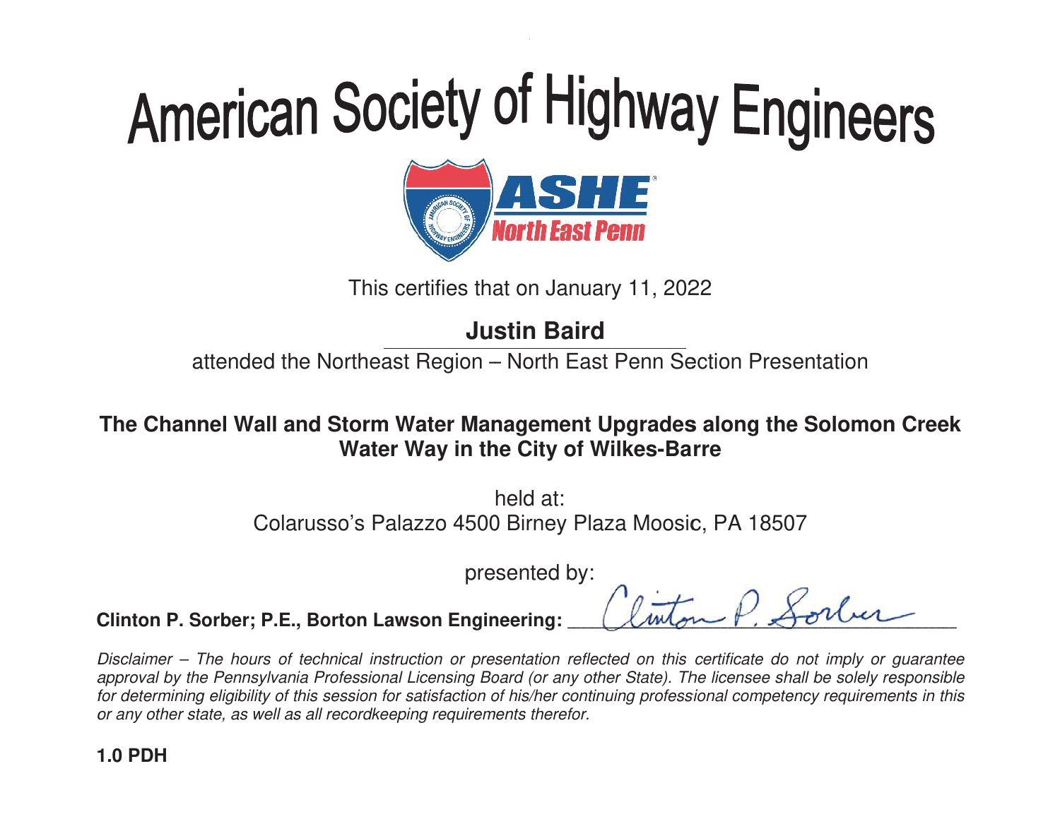# American Society of Highway Engineers

This certifies that on January 11, 2022

**Justin Baird**

attended the Northeast Region – North East Penn Section Presentation

**The Channel Wall and Storm Water Management Upgrades along the Solomon Creek Water Way in the City of Wilkes-Barre**

held at:
Colarusso's Palazzo 4500 Birney Plaza Moosic, PA 18507

presented by:

**Clinton P. Sorber; P.E., Borton Lawson Engineering:** Clinton P. Sorber

*Disclaimer – The hours of technical instruction or presentation reflected on this certificate do not imply or guarantee approval by the Pennsylvania Professional Licensing Board (or any other State). The licensee shall be solely responsible for determining eligibility of this session for satisfaction of his/her continuing professional competency requirements in this or any other state, as well as all recordkeeping requirements therefor.*

**1.0 PDH**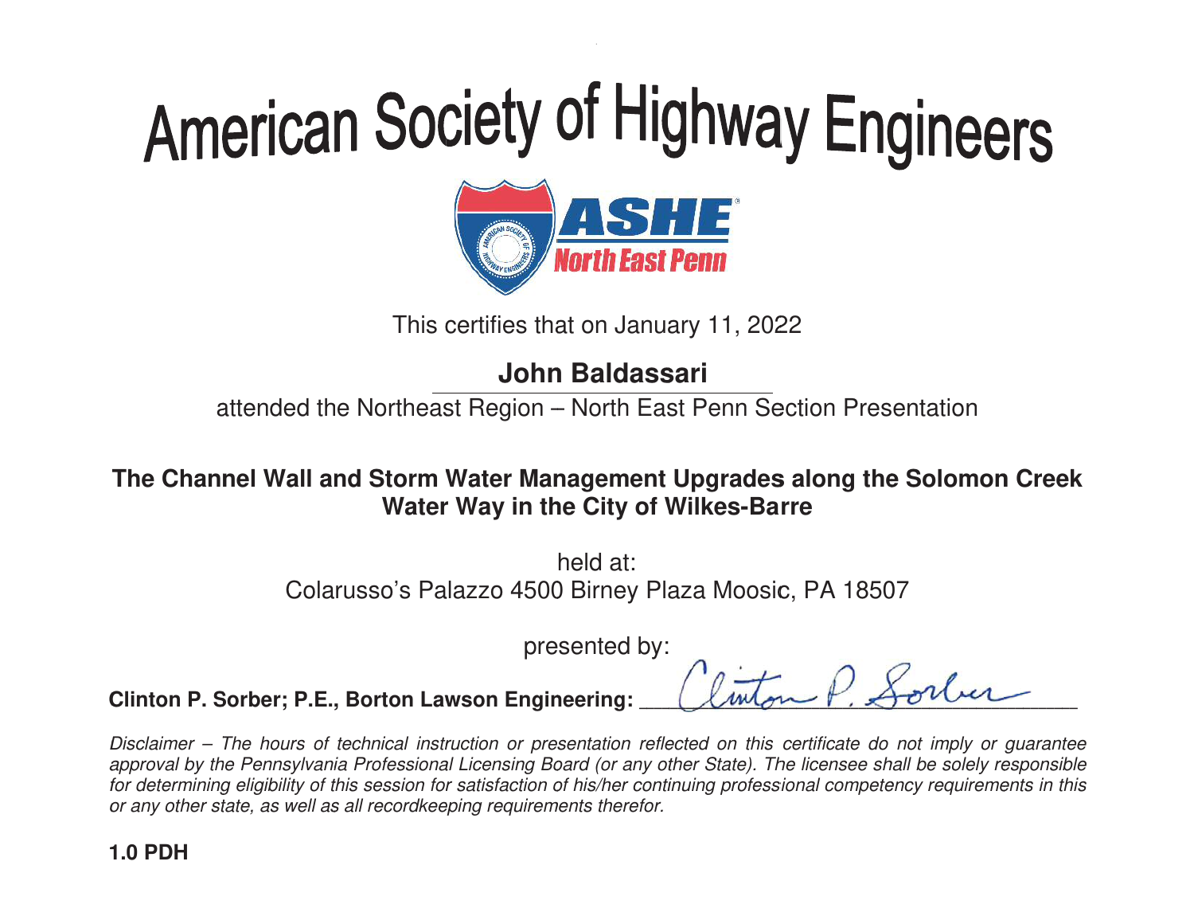# American Society of Highway Engineers

ASHE North East Penn

This certifies that on January 11, 2022

**John Baldassari**

attended the Northeast Region – North East Penn Section Presentation

**The Channel Wall and Storm Water Management Upgrades along the Solomon Creek Water Way in the City of Wilkes-Barre**

held at:
Colarusso's Palazzo 4500 Birney Plaza Moosic, PA 18507

presented by:

**Clinton P. Sorber; P.E., Borton Lawson Engineering:** Clinton P. Sorber

*Disclaimer – The hours of technical instruction or presentation reflected on this certificate do not imply or guarantee approval by the Pennsylvania Professional Licensing Board (or any other State). The licensee shall be solely responsible for determining eligibility of this session for satisfaction of his/her continuing professional competency requirements in this or any other state, as well as all recordkeeping requirements therefor.*

**1.0 PDH**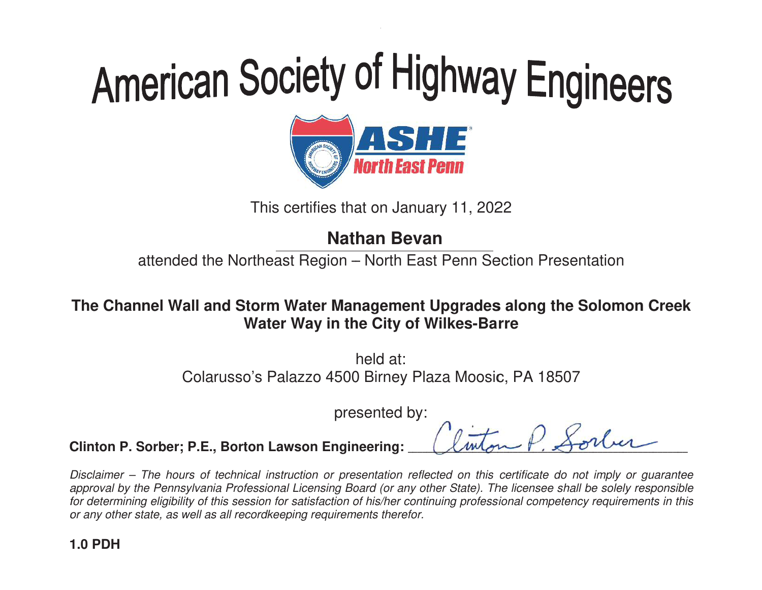# American Society of Highway Engineers

ASHE North East Penn

This certifies that on January 11, 2022

**Nathan Bevan**

attended the Northeast Region – North East Penn Section Presentation

**The Channel Wall and Storm Water Management Upgrades along the Solomon Creek Water Way in the City of Wilkes-Barre**

held at:
Colarusso's Palazzo 4500 Birney Plaza Moosic, PA 18507

presented by:

**Clinton P. Sorber; P.E., Borton Lawson Engineering:** Clinton P. Sorber

*Disclaimer – The hours of technical instruction or presentation reflected on this certificate do not imply or guarantee approval by the Pennsylvania Professional Licensing Board (or any other State). The licensee shall be solely responsible for determining eligibility of this session for satisfaction of his/her continuing professional competency requirements in this or any other state, as well as all recordkeeping requirements therefor.*

**1.0 PDH**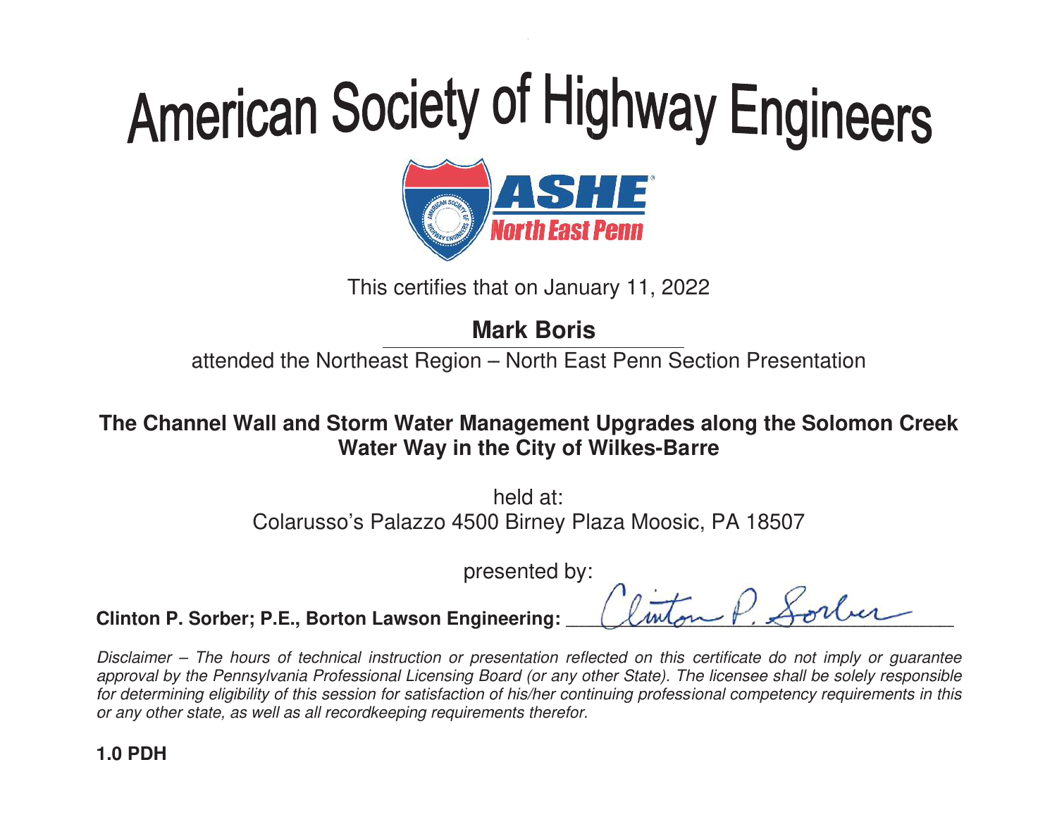# American Society of Highway Engineers

ASHE North East Penn

This certifies that on January 11, 2022

**Mark Boris**

attended the Northeast Region – North East Penn Section Presentation

**The Channel Wall and Storm Water Management Upgrades along the Solomon Creek Water Way in the City of Wilkes-Barre**

held at:
Colarusso's Palazzo 4500 Birney Plaza Moosic, PA 18507

presented by:

**Clinton P. Sorber; P.E., Borton Lawson Engineering:** Clinton P. Sorber

*Disclaimer – The hours of technical instruction or presentation reflected on this certificate do not imply or guarantee approval by the Pennsylvania Professional Licensing Board (or any other State). The licensee shall be solely responsible for determining eligibility of this session for satisfaction of his/her continuing professional competency requirements in this or any other state, as well as all recordkeeping requirements therefor.*

**1.0 PDH**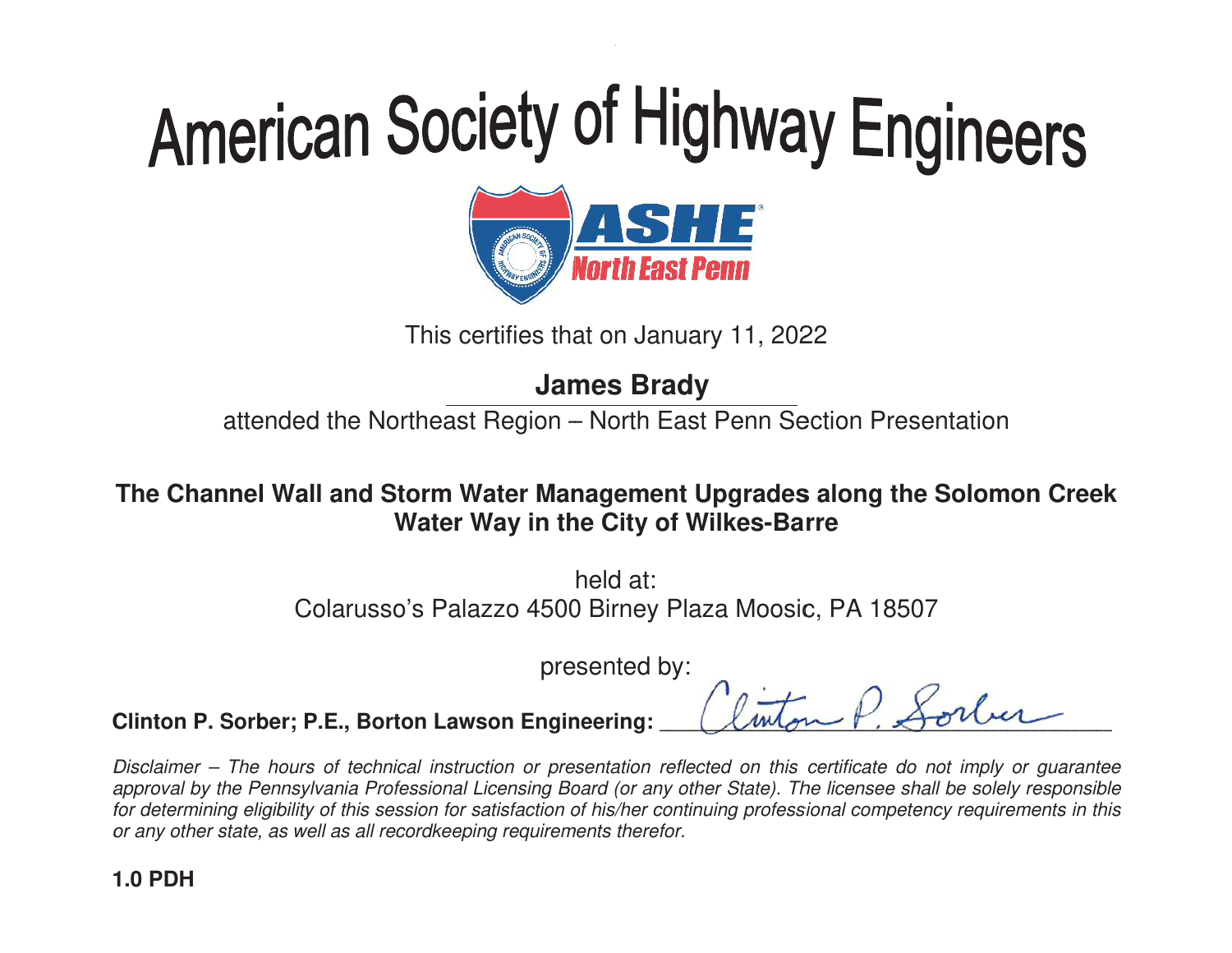# American Society of Highway Engineers

ASHE North East Penn

This certifies that on January 11, 2022

**James Brady**

attended the Northeast Region – North East Penn Section Presentation

**The Channel Wall and Storm Water Management Upgrades along the Solomon Creek Water Way in the City of Wilkes-Barre**

held at:
Colarusso's Palazzo 4500 Birney Plaza Moosic, PA 18507

presented by:

**Clinton P. Sorber; P.E., Borton Lawson Engineering:** ________________

*Disclaimer – The hours of technical instruction or presentation reflected on this certificate do not imply or guarantee approval by the Pennsylvania Professional Licensing Board (or any other State). The licensee shall be solely responsible for determining eligibility of this session for satisfaction of his/her continuing professional competency requirements in this or any other state, as well as all recordkeeping requirements therefor.*

**1.0 PDH**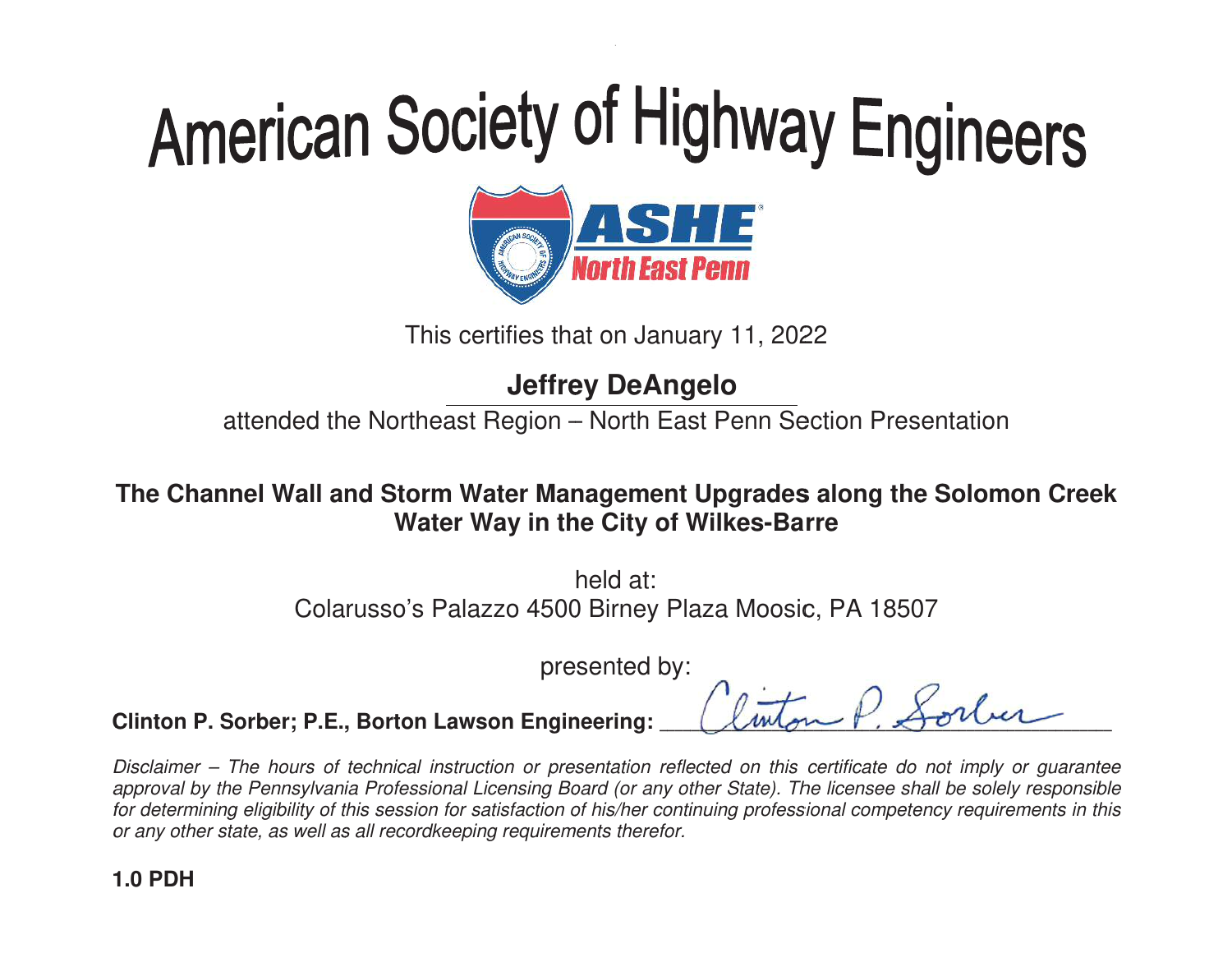# American Society of Highway Engineers

ASHE North East Penn

This certifies that on January 11, 2022

**Jeffrey DeAngelo**

attended the Northeast Region – North East Penn Section Presentation

**The Channel Wall and Storm Water Management Upgrades along the Solomon Creek Water Way in the City of Wilkes-Barre**

held at:
Colarusso's Palazzo 4500 Birney Plaza Moosic, PA 18507

presented by:

**Clinton P. Sorber; P.E., Borton Lawson Engineering:** Clinton P. Sorber

*Disclaimer – The hours of technical instruction or presentation reflected on this certificate do not imply or guarantee approval by the Pennsylvania Professional Licensing Board (or any other State). The licensee shall be solely responsible for determining eligibility of this session for satisfaction of his/her continuing professional competency requirements in this or any other state, as well as all recordkeeping requirements therefor.*

**1.0 PDH**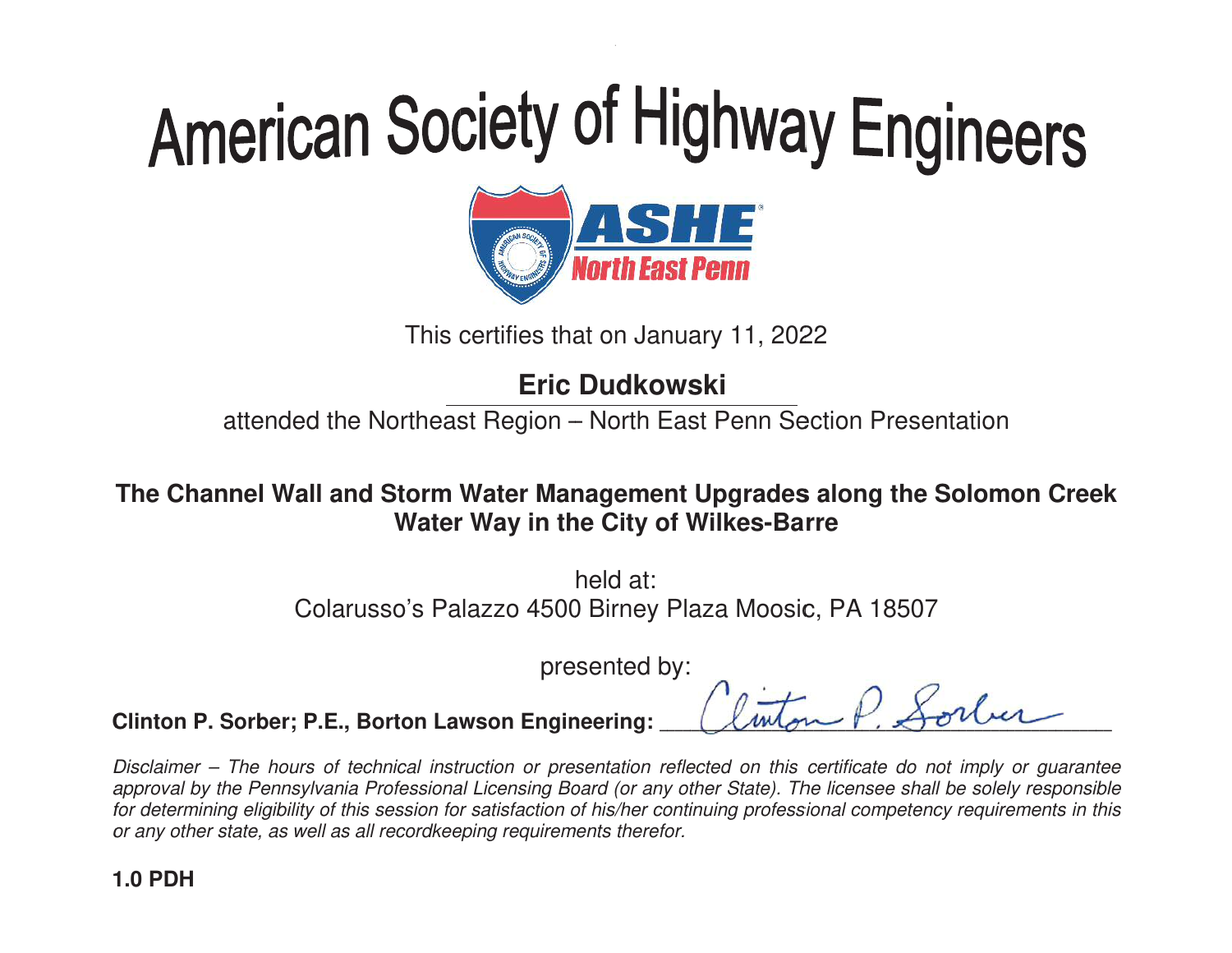# American Society of Highway Engineers

ASHE North East Penn

This certifies that on January 11, 2022

**Eric Dudkowski**

attended the Northeast Region – North East Penn Section Presentation

**The Channel Wall and Storm Water Management Upgrades along the Solomon Creek Water Way in the City of Wilkes-Barre**

held at:
Colarusso's Palazzo 4500 Birney Plaza Moosic, PA 18507

presented by:

**Clinton P. Sorber; P.E., Borton Lawson Engineering:** Clinton P. Sorber

*Disclaimer – The hours of technical instruction or presentation reflected on this certificate do not imply or guarantee approval by the Pennsylvania Professional Licensing Board (or any other State). The licensee shall be solely responsible for determining eligibility of this session for satisfaction of his/her continuing professional competency requirements in this or any other state, as well as all recordkeeping requirements therefor.*

**1.0 PDH**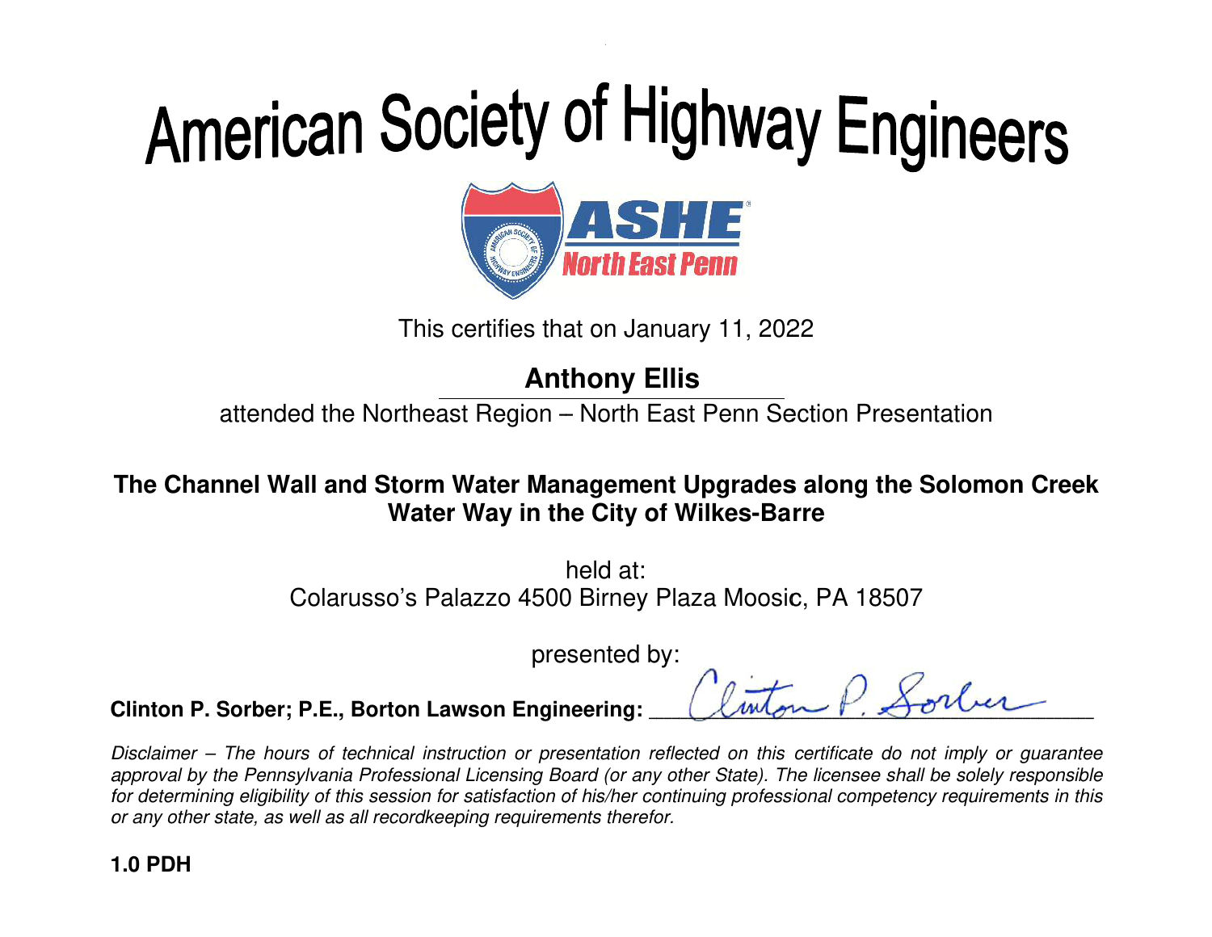# American Society of Highway Engineers

ASHE North East Penn

This certifies that on January 11, 2022

**Anthony Ellis**

attended the Northeast Region – North East Penn Section Presentation

**The Channel Wall and Storm Water Management Upgrades along the Solomon Creek Water Way in the City of Wilkes-Barre**

held at:
Colarusso's Palazzo 4500 Birney Plaza Moosic, PA 18507

presented by:

**Clinton P. Sorber; P.E., Borton Lawson Engineering:** Clinton P. Sorber

*Disclaimer – The hours of technical instruction or presentation reflected on this certificate do not imply or guarantee approval by the Pennsylvania Professional Licensing Board (or any other State). The licensee shall be solely responsible for determining eligibility of this session for satisfaction of his/her continuing professional competency requirements in this or any other state, as well as all recordkeeping requirements therefor.*

**1.0 PDH**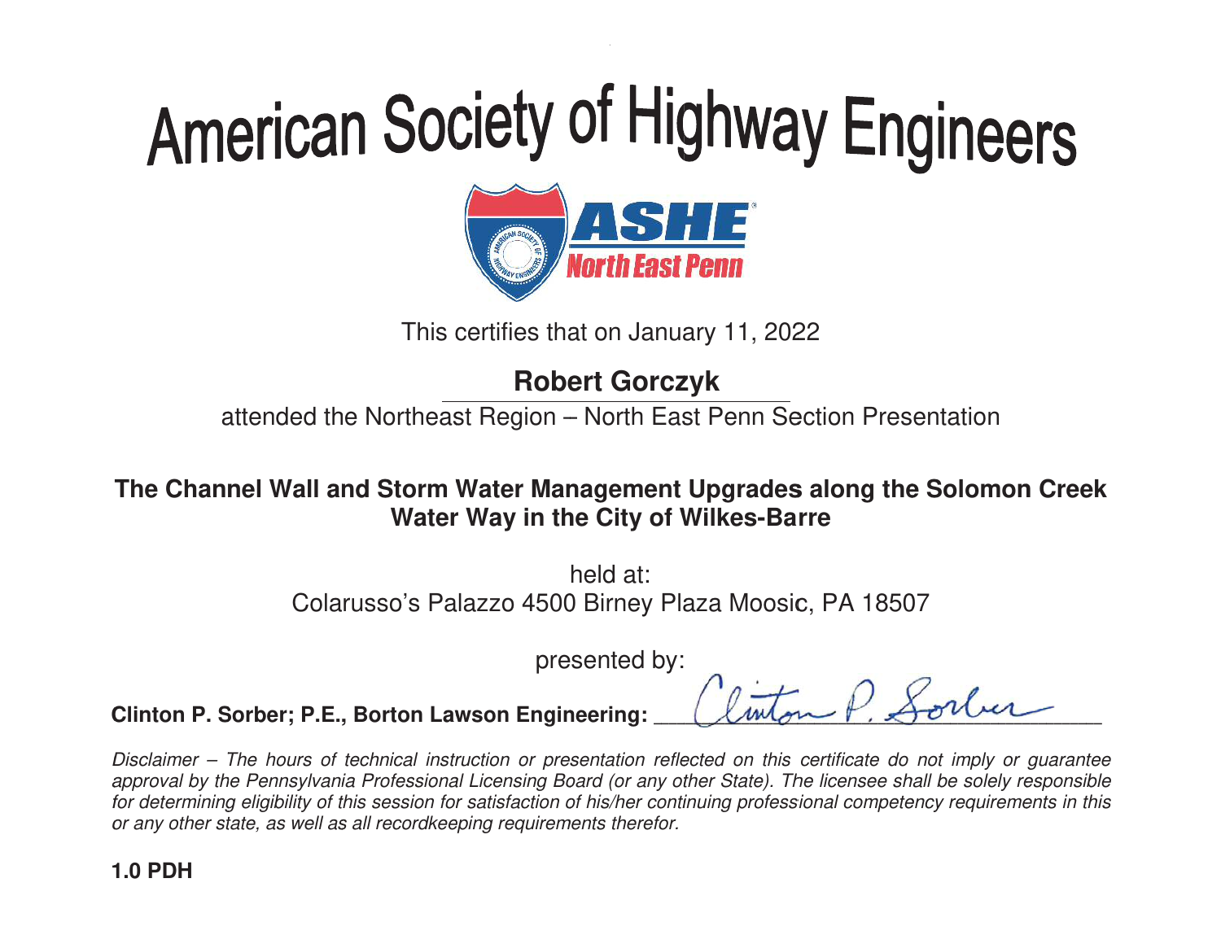# American Society of Highway Engineers

ASHE North East Penn

This certifies that on January 11, 2022

**Robert Gorczyk**

attended the Northeast Region – North East Penn Section Presentation

**The Channel Wall and Storm Water Management Upgrades along the Solomon Creek Water Way in the City of Wilkes-Barre**

held at:
Colarusso's Palazzo 4500 Birney Plaza Moosic, PA 18507

presented by:

**Clinton P. Sorber; P.E., Borton Lawson Engineering:** Clinton P. Sorber

*Disclaimer – The hours of technical instruction or presentation reflected on this certificate do not imply or guarantee approval by the Pennsylvania Professional Licensing Board (or any other State). The licensee shall be solely responsible for determining eligibility of this session for satisfaction of his/her continuing professional competency requirements in this or any other state, as well as all recordkeeping requirements therefor.*

**1.0 PDH**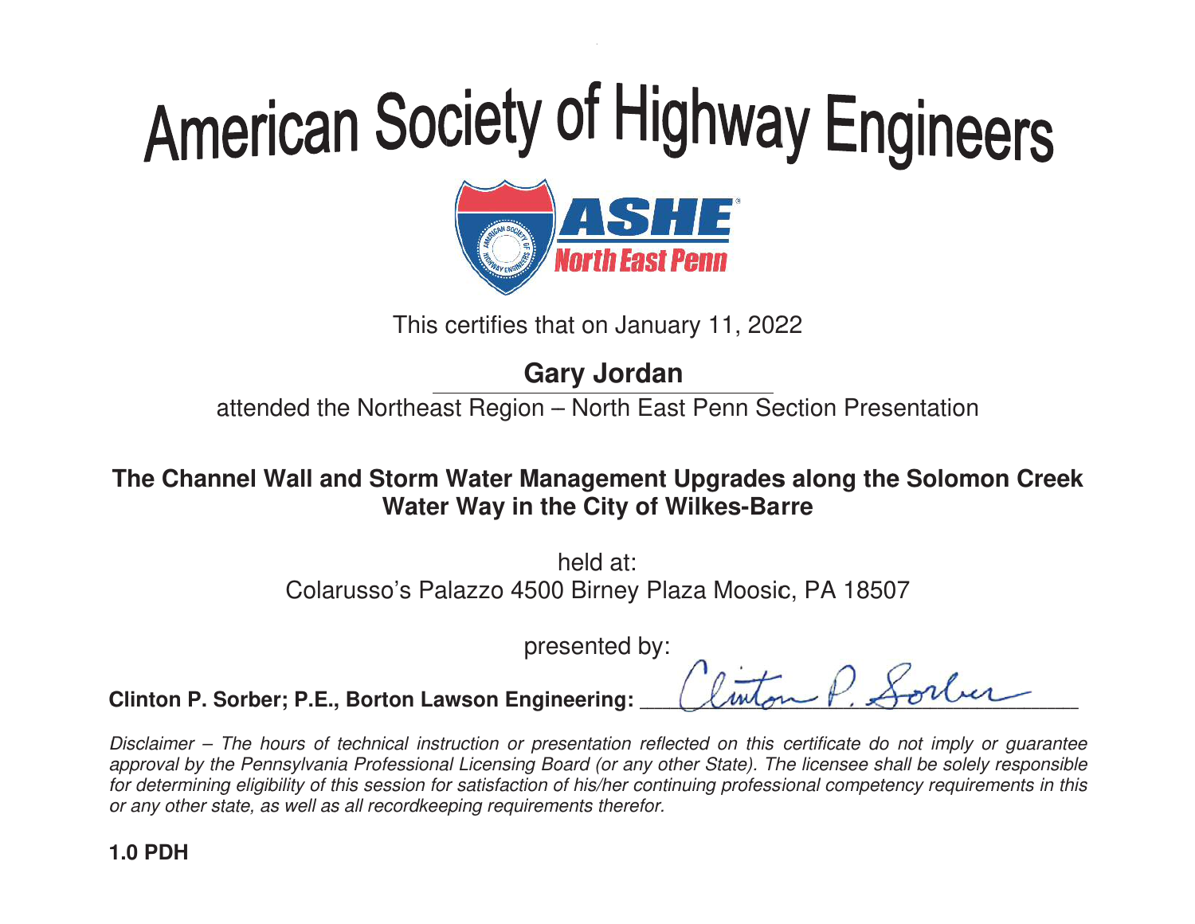# American Society of Highway Engineers

ASHE North East Penn

This certifies that on January 11, 2022

**Gary Jordan**

attended the Northeast Region – North East Penn Section Presentation

**The Channel Wall and Storm Water Management Upgrades along the Solomon Creek Water Way in the City of Wilkes-Barre**

held at:
Colarusso's Palazzo 4500 Birney Plaza Moosic, PA 18507

presented by:

**Clinton P. Sorber; P.E., Borton Lawson Engineering:** Clinton P. Sorber

*Disclaimer – The hours of technical instruction or presentation reflected on this certificate do not imply or guarantee approval by the Pennsylvania Professional Licensing Board (or any other State). The licensee shall be solely responsible for determining eligibility of this session for satisfaction of his/her continuing professional competency requirements in this or any other state, as well as all recordkeeping requirements therefor.*

**1.0 PDH**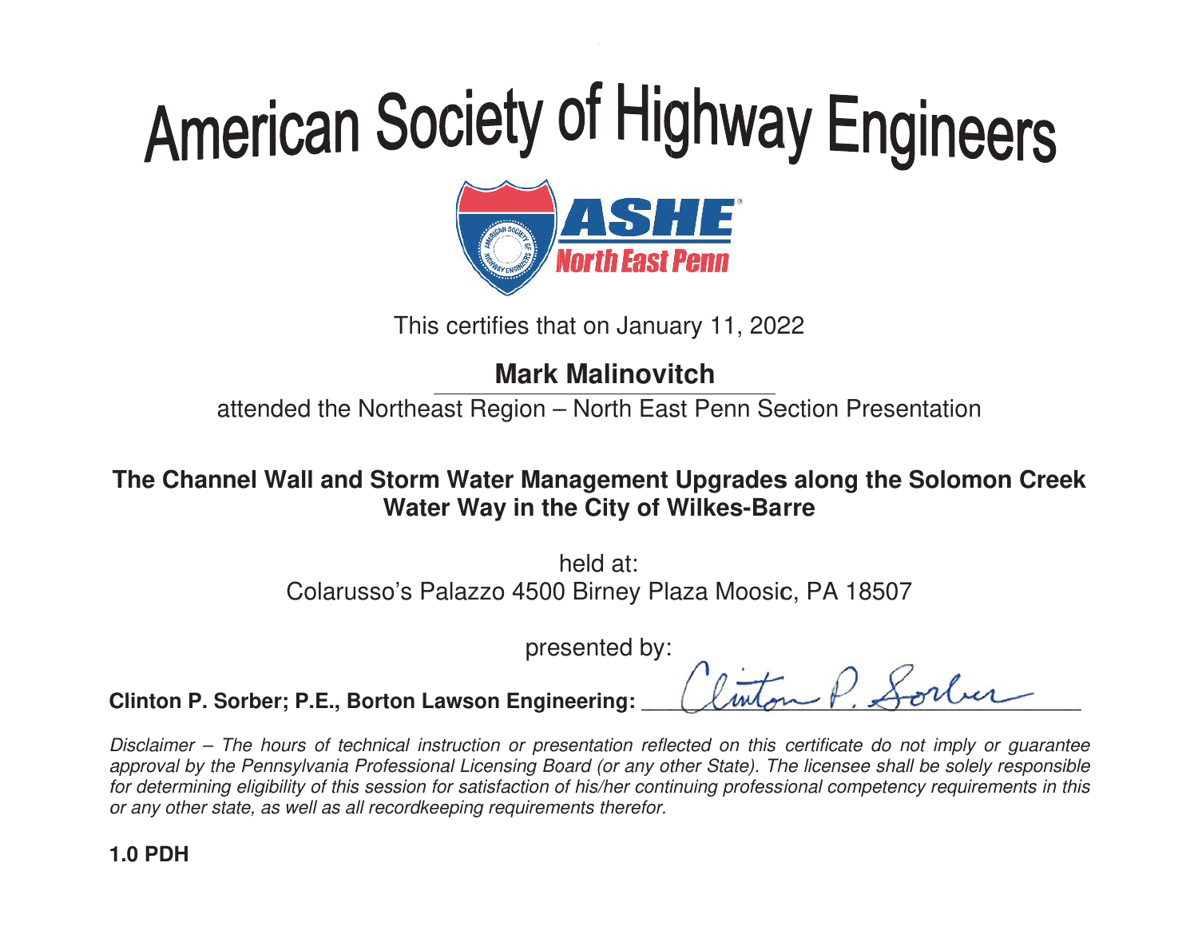# American Society of Highway Engineers

ASHE North East Penn

This certifies that on January 11, 2022

**Mark Malinovitch**

attended the Northeast Region – North East Penn Section Presentation

**The Channel Wall and Storm Water Management Upgrades along the Solomon Creek Water Way in the City of Wilkes-Barre**

held at:
Colarusso's Palazzo 4500 Birney Plaza Moosic, PA 18507

presented by:

**Clinton P. Sorber; P.E., Borton Lawson Engineering:** Clinton P. Sorber

*Disclaimer – The hours of technical instruction or presentation reflected on this certificate do not imply or guarantee approval by the Pennsylvania Professional Licensing Board (or any other State). The licensee shall be solely responsible for determining eligibility of this session for satisfaction of his/her continuing professional competency requirements in this or any other state, as well as all recordkeeping requirements therefor.*

**1.0 PDH**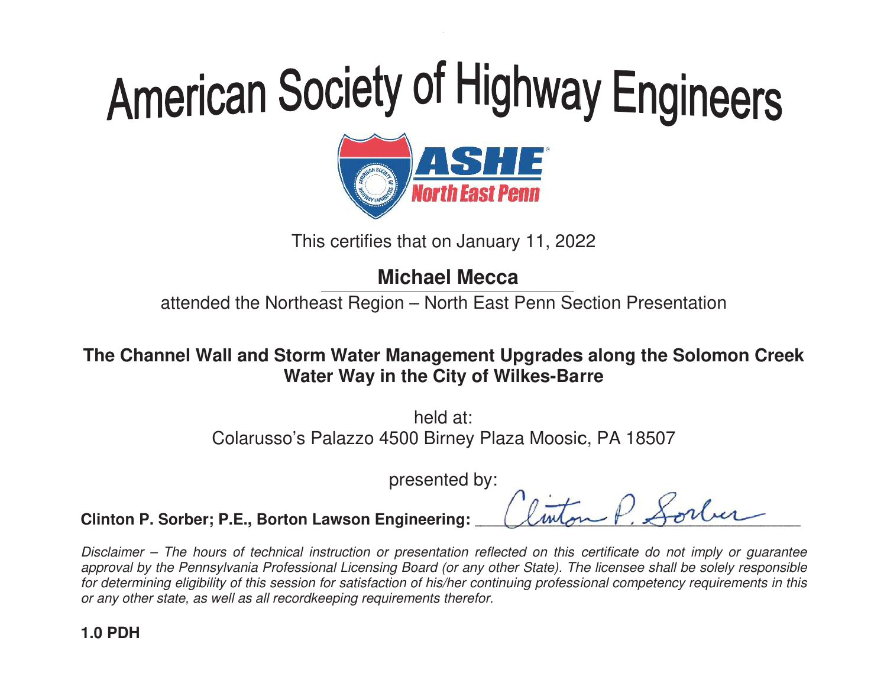# American Society of Highway Engineers

ASHE North East Penn

This certifies that on January 11, 2022

**Michael Mecca**

attended the Northeast Region – North East Penn Section Presentation

**The Channel Wall and Storm Water Management Upgrades along the Solomon Creek Water Way in the City of Wilkes-Barre**

held at:
Colarusso's Palazzo 4500 Birney Plaza Moosic, PA 18507

presented by:

**Clinton P. Sorber; P.E., Borton Lawson Engineering:** Clinton P. Sorber

*Disclaimer – The hours of technical instruction or presentation reflected on this certificate do not imply or guarantee approval by the Pennsylvania Professional Licensing Board (or any other State). The licensee shall be solely responsible for determining eligibility of this session for satisfaction of his/her continuing professional competency requirements in this or any other state, as well as all recordkeeping requirements therefor.*

**1.0 PDH**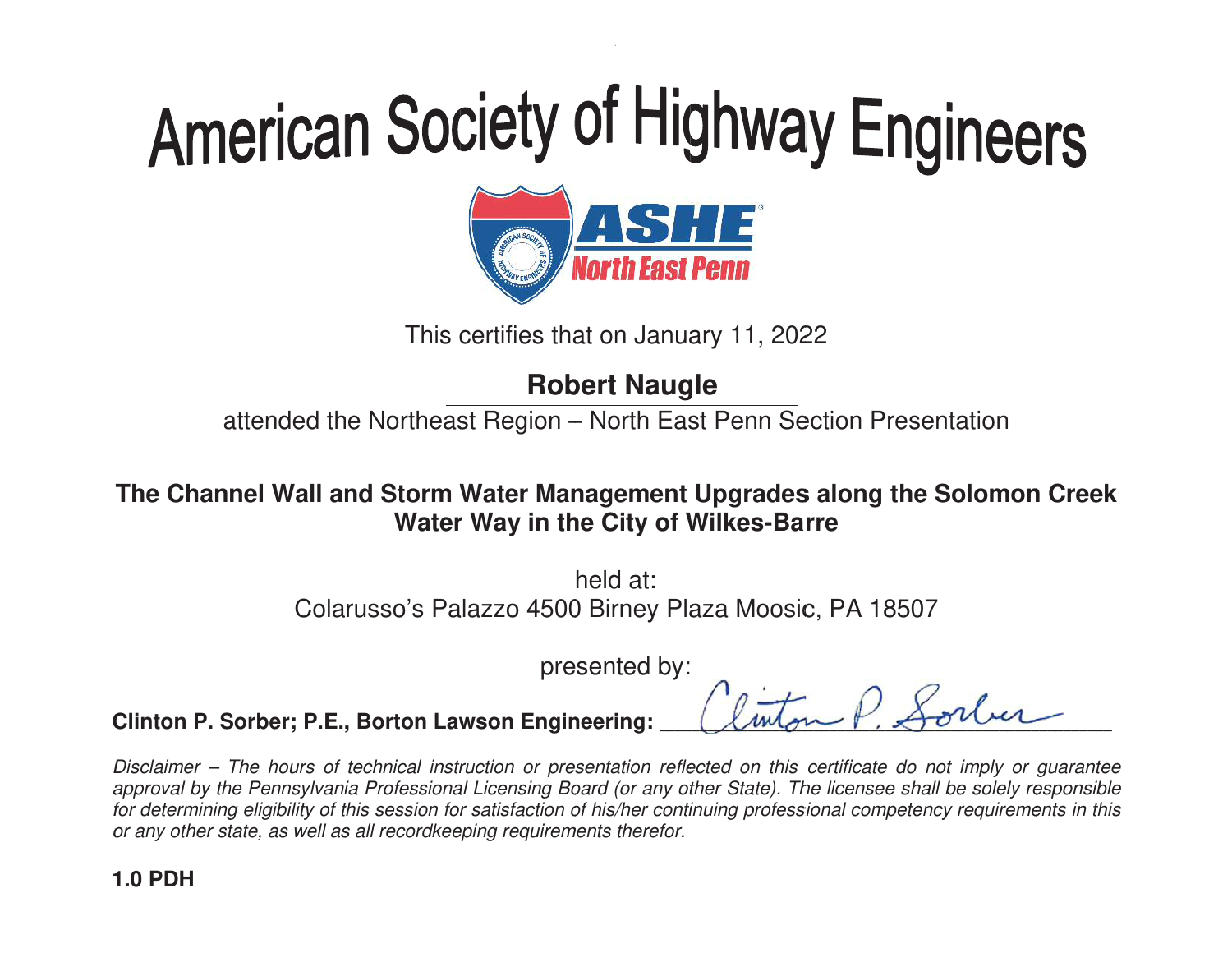# American Society of Highway Engineers

ASHE North East Penn

This certifies that on January 11, 2022

**Robert Naugle**

attended the Northeast Region – North East Penn Section Presentation

**The Channel Wall and Storm Water Management Upgrades along the Solomon Creek Water Way in the City of Wilkes-Barre**

held at:
Colarusso's Palazzo 4500 Birney Plaza Moosic, PA 18507

presented by:

**Clinton P. Sorber; P.E., Borton Lawson Engineering:** Clinton P. Sorber

*Disclaimer – The hours of technical instruction or presentation reflected on this certificate do not imply or guarantee approval by the Pennsylvania Professional Licensing Board (or any other State). The licensee shall be solely responsible for determining eligibility of this session for satisfaction of his/her continuing professional competency requirements in this or any other state, as well as all recordkeeping requirements therefor.*

**1.0 PDH**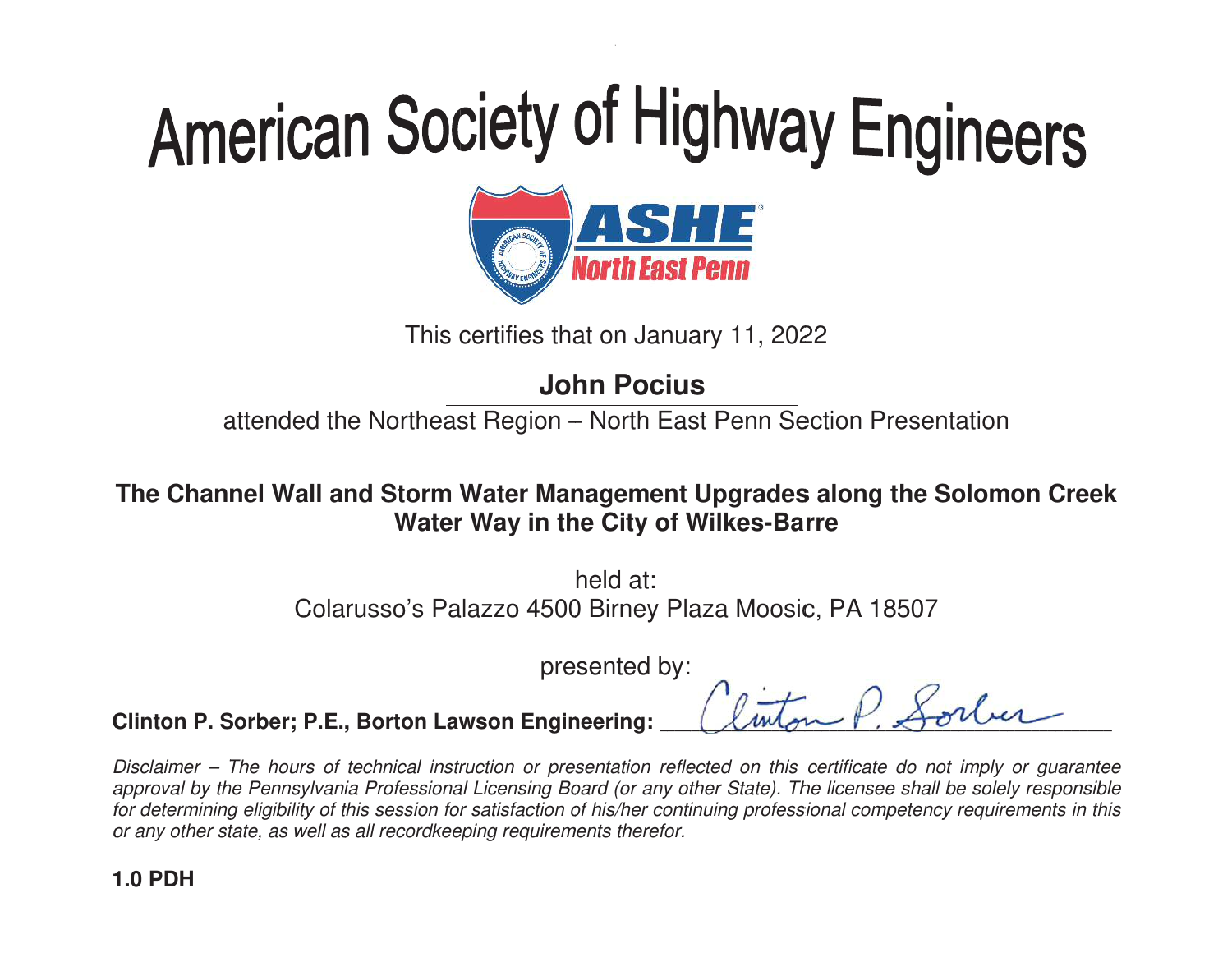# American Society of Highway Engineers

ASHE North East Penn

This certifies that on January 11, 2022

**John Pocius**

attended the Northeast Region – North East Penn Section Presentation

**The Channel Wall and Storm Water Management Upgrades along the Solomon Creek Water Way in the City of Wilkes-Barre**

held at:
Colarusso's Palazzo 4500 Birney Plaza Moosic, PA 18507

presented by:

**Clinton P. Sorber; P.E., Borton Lawson Engineering:** Clinton P. Sorber

*Disclaimer – The hours of technical instruction or presentation reflected on this certificate do not imply or guarantee approval by the Pennsylvania Professional Licensing Board (or any other State). The licensee shall be solely responsible for determining eligibility of this session for satisfaction of his/her continuing professional competency requirements in this or any other state, as well as all recordkeeping requirements therefor.*

**1.0 PDH**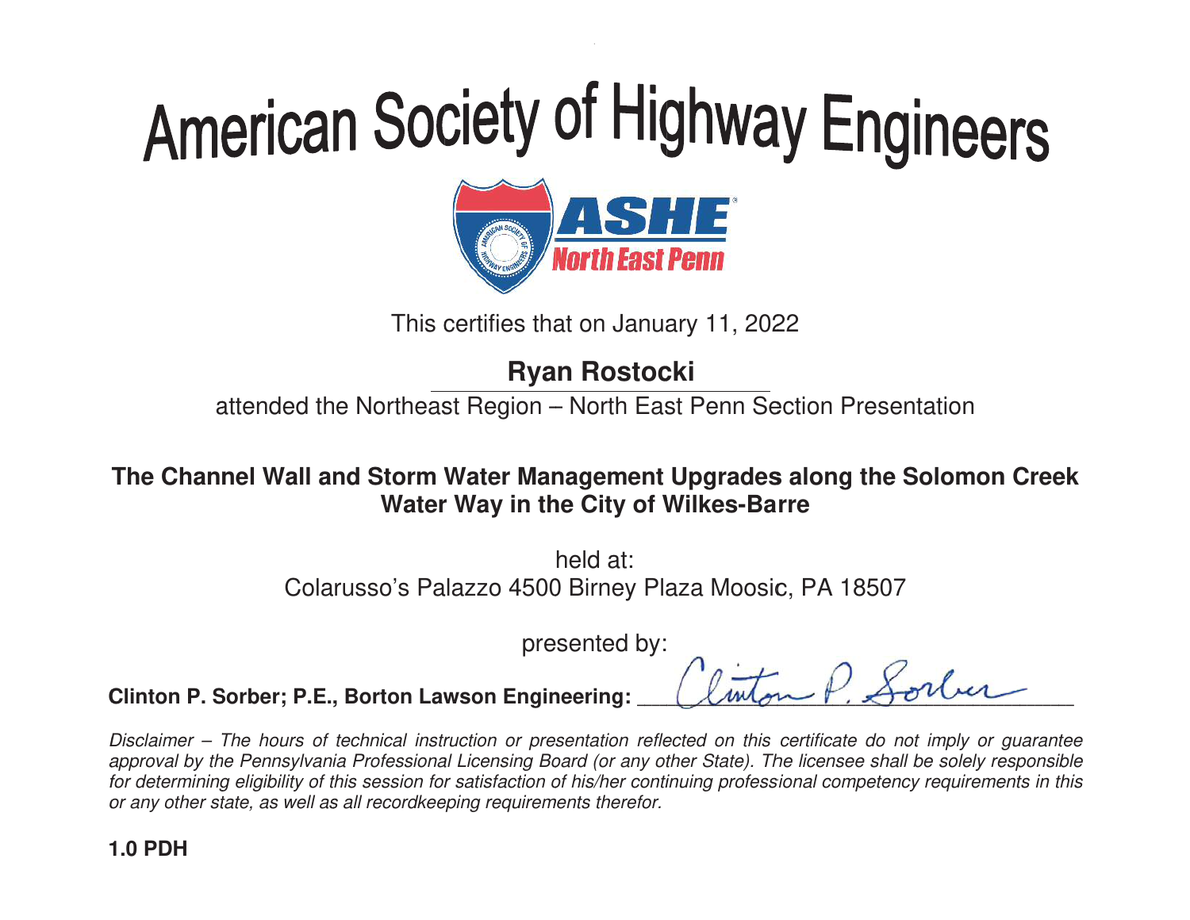# American Society of Highway Engineers

ASHE North East Penn

This certifies that on January 11, 2022

**Ryan Rostocki**

attended the Northeast Region – North East Penn Section Presentation

**The Channel Wall and Storm Water Management Upgrades along the Solomon Creek Water Way in the City of Wilkes-Barre**

held at:
Colarusso's Palazzo 4500 Birney Plaza Moosic, PA 18507

presented by:

**Clinton P. Sorber; P.E., Borton Lawson Engineering:** Clinton P. Sorber

*Disclaimer – The hours of technical instruction or presentation reflected on this certificate do not imply or guarantee approval by the Pennsylvania Professional Licensing Board (or any other State). The licensee shall be solely responsible for determining eligibility of this session for satisfaction of his/her continuing professional competency requirements in this or any other state, as well as all recordkeeping requirements therefor.*

**1.0 PDH**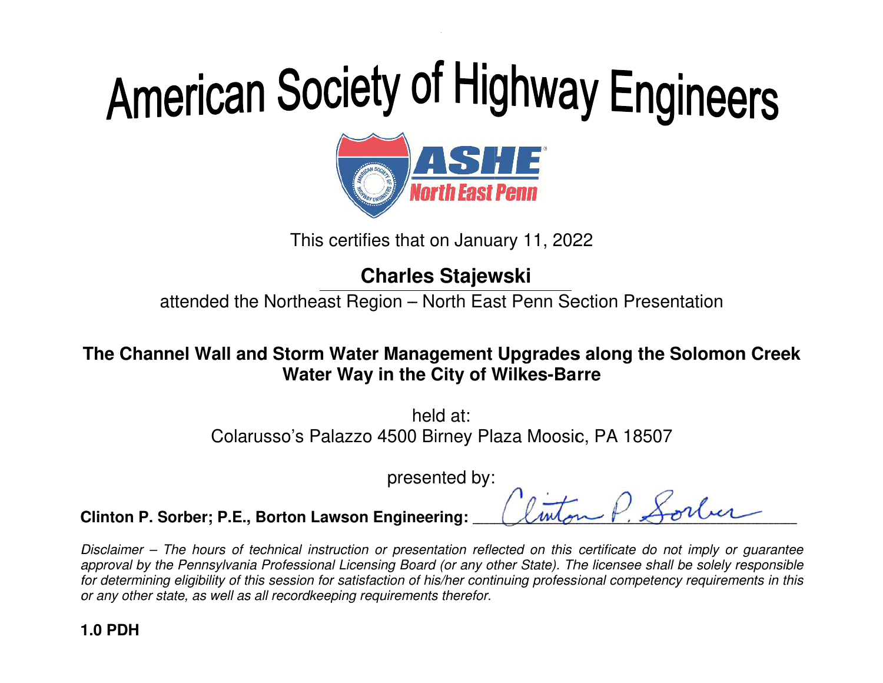# American Society of Highway Engineers

ASHE North East Penn

This certifies that on January 11, 2022

**Charles Stajewski**

attended the Northeast Region – North East Penn Section Presentation

**The Channel Wall and Storm Water Management Upgrades along the Solomon Creek Water Way in the City of Wilkes-Barre**

held at:
Colarusso's Palazzo 4500 Birney Plaza Moosic, PA 18507

presented by:

**Clinton P. Sorber; P.E., Borton Lawson Engineering:** Clinton P. Sorber

*Disclaimer – The hours of technical instruction or presentation reflected on this certificate do not imply or guarantee approval by the Pennsylvania Professional Licensing Board (or any other State). The licensee shall be solely responsible for determining eligibility of this session for satisfaction of his/her continuing professional competency requirements in this or any other state, as well as all recordkeeping requirements therefor.*

**1.0 PDH**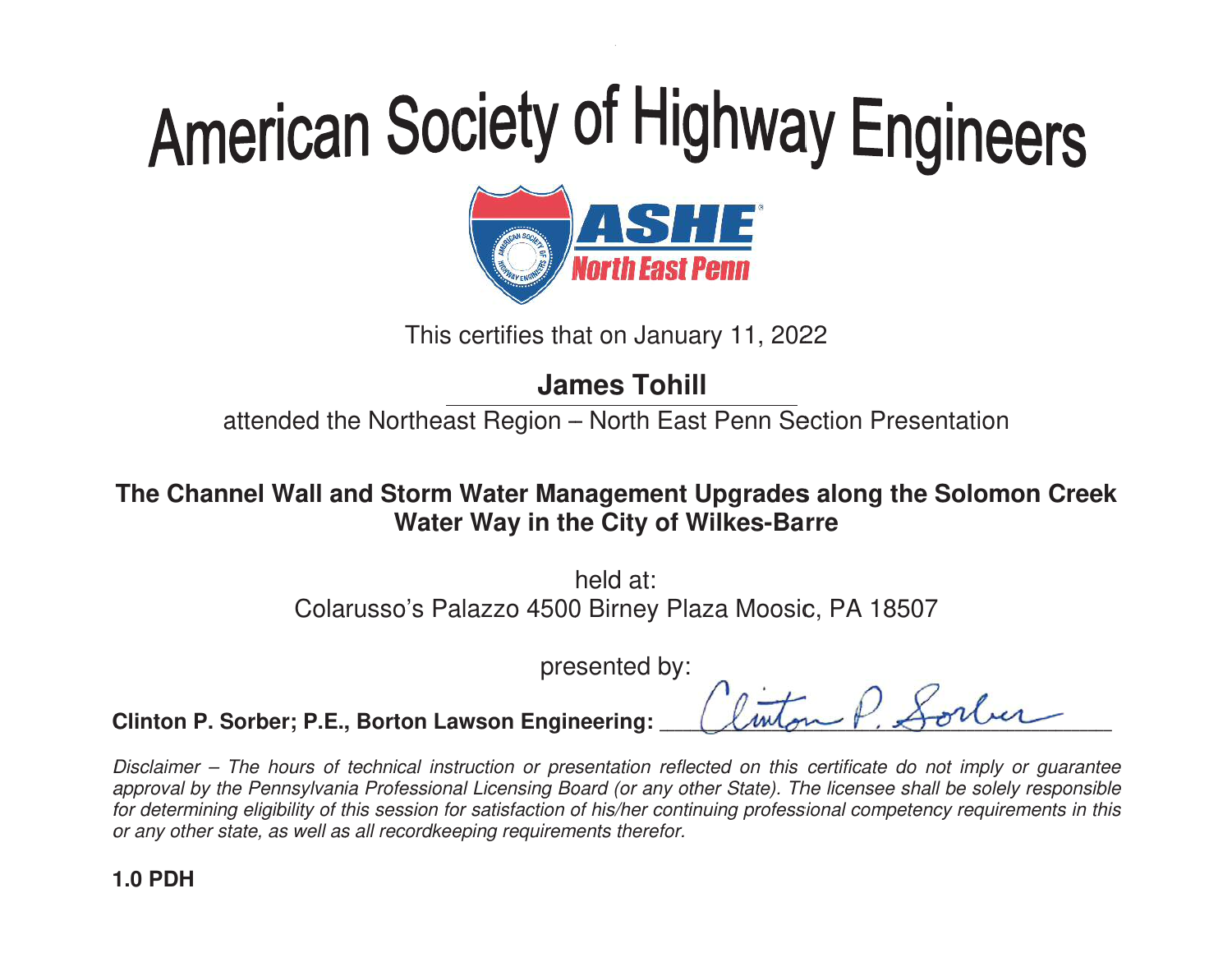# American Society of Highway Engineers

ASHE North East Penn

This certifies that on January 11, 2022

**James Tohill**

attended the Northeast Region – North East Penn Section Presentation

**The Channel Wall and Storm Water Management Upgrades along the Solomon Creek Water Way in the City of Wilkes-Barre**

held at:
Colarusso's Palazzo 4500 Birney Plaza Moosic, PA 18507

presented by:

**Clinton P. Sorber; P.E., Borton Lawson Engineering:** Clinton P. Sorber

*Disclaimer – The hours of technical instruction or presentation reflected on this certificate do not imply or guarantee approval by the Pennsylvania Professional Licensing Board (or any other State). The licensee shall be solely responsible for determining eligibility of this session for satisfaction of his/her continuing professional competency requirements in this or any other state, as well as all recordkeeping requirements therefor.*

**1.0 PDH**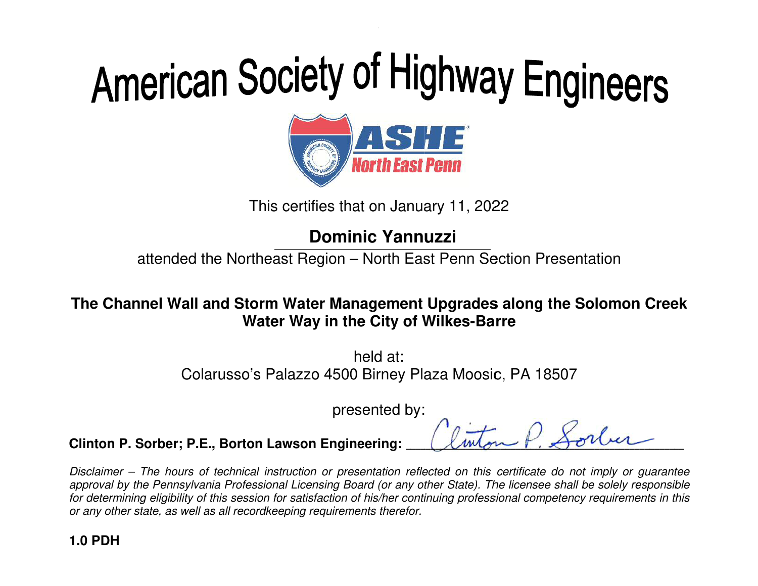# American Society of Highway Engineers

ASHE North East Penn

This certifies that on January 11, 2022

**Dominic Yannuzzi**

attended the Northeast Region – North East Penn Section Presentation

**The Channel Wall and Storm Water Management Upgrades along the Solomon Creek Water Way in the City of Wilkes-Barre**

held at:
Colarusso's Palazzo 4500 Birney Plaza Moosic, PA 18507

presented by:

**Clinton P. Sorber; P.E., Borton Lawson Engineering:** Clinton P. Sorber

*Disclaimer – The hours of technical instruction or presentation reflected on this certificate do not imply or guarantee approval by the Pennsylvania Professional Licensing Board (or any other State). The licensee shall be solely responsible for determining eligibility of this session for satisfaction of his/her continuing professional competency requirements in this or any other state, as well as all recordkeeping requirements therefor.*

**1.0 PDH**